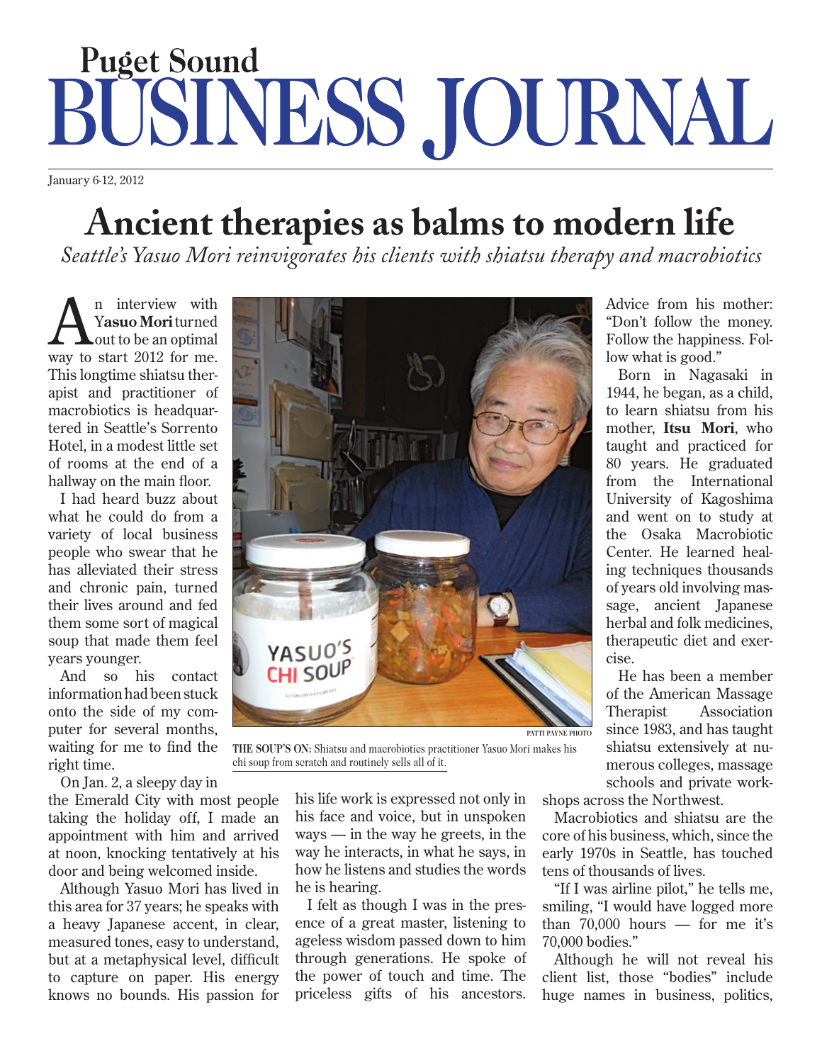# Puget Sound BUSINESS JOURNAL

January 6-12, 2012

# Ancient therapies as balms to modern life

*Seattle's Yasuo Mori reinvigorates his clients with shiatsu therapy and macrobiotics*

An interview with **Yasuo Mori** turned out to be an optimal way to start 2012 for me. This longtime shiatsu therapist and practitioner of macrobiotics is headquartered in Seattle's Sorrento Hotel, in a modest little set of rooms at the end of a hallway on the main floor.

I had heard buzz about what he could do from a variety of local business people who swear that he has alleviated their stress and chronic pain, turned their lives around and fed them some sort of magical soup that made them feel years younger.

And so his contact information had been stuck onto the side of my computer for several months, waiting for me to find the right time.

On Jan. 2, a sleepy day in the Emerald City with most people taking the holiday off, I made an appointment with him and arrived at noon, knocking tentatively at his door and being welcomed inside.

Although Yasuo Mori has lived in this area for 37 years; he speaks with a heavy Japanese accent, in clear, measured tones, easy to understand, but at a metaphysical level, difficult to capture on paper. His energy knows no bounds. His passion for his life work is expressed not only in his face and voice, but in unspoken ways — in the way he greets, in the way he interacts, in what he says, in how he listens and studies the words he is hearing.

I felt as though I was in the presence of a great master, listening to ageless wisdom passed down to him through generations. He spoke of the power of touch and time. The priceless gifts of his ancestors.

PATTI PAYNE PHOTO

**THE SOUP'S ON:** Shiatsu and macrobiotics practitioner Yasuo Mori makes his chi soup from scratch and routinely sells all of it.

Advice from his mother: "Don't follow the money. Follow the happiness. Follow what is good."

Born in Nagasaki in 1944, he began, as a child, to learn shiatsu from his mother, **Itsu Mori**, who taught and practiced for 80 years. He graduated from the International University of Kagoshima and went on to study at the Osaka Macrobiotic Center. He learned healing techniques thousands of years old involving massage, ancient Japanese herbal and folk medicines, therapeutic diet and exercise.

He has been a member of the American Massage Therapist Association since 1983, and has taught shiatsu extensively at numerous colleges, massage schools and private workshops across the Northwest.

Macrobiotics and shiatsu are the core of his business, which, since the early 1970s in Seattle, has touched tens of thousands of lives.

"If I was airline pilot," he tells me, smiling, "I would have logged more than 70,000 hours — for me it's 70,000 bodies."

Although he will not reveal his client list, those "bodies" include huge names in business, politics,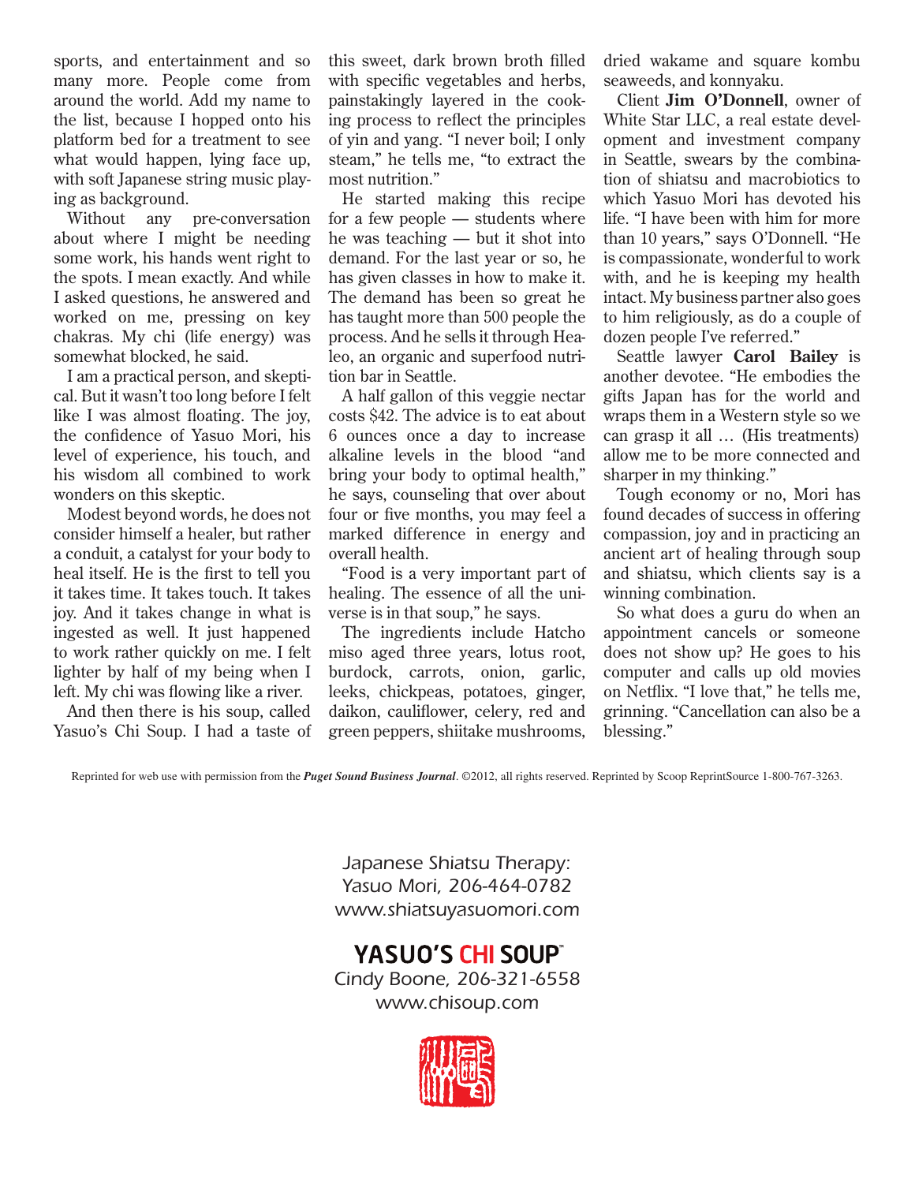sports, and entertainment and so many more. People come from around the world. Add my name to the list, because I hopped onto his platform bed for a treatment to see what would happen, lying face up, with soft Japanese string music playing as background.

Without any pre-conversation about where I might be needing some work, his hands went right to the spots. I mean exactly. And while I asked questions, he answered and worked on me, pressing on key chakras. My chi (life energy) was somewhat blocked, he said.

I am a practical person, and skeptical. But it wasn't too long before I felt like I was almost floating. The joy, the confidence of Yasuo Mori, his level of experience, his touch, and his wisdom all combined to work wonders on this skeptic.

Modest beyond words, he does not consider himself a healer, but rather a conduit, a catalyst for your body to heal itself. He is the first to tell you it takes time. It takes touch. It takes joy. And it takes change in what is ingested as well. It just happened to work rather quickly on me. I felt lighter by half of my being when I left. My chi was flowing like a river.

And then there is his soup, called Yasuo's Chi Soup. I had a taste of this sweet, dark brown broth filled with specific vegetables and herbs, painstakingly layered in the cooking process to reflect the principles of yin and yang. "I never boil; I only steam," he tells me, "to extract the most nutrition."

He started making this recipe for a few people — students where he was teaching — but it shot into demand. For the last year or so, he has given classes in how to make it. The demand has been so great he has taught more than 500 people the process. And he sells it through Healeo, an organic and superfood nutrition bar in Seattle.

A half gallon of this veggie nectar costs $42. The advice is to eat about 6 ounces once a day to increase alkaline levels in the blood "and bring your body to optimal health," he says, counseling that over about four or five months, you may feel a marked difference in energy and overall health.

"Food is a very important part of healing. The essence of all the universe is in that soup," he says.

The ingredients include Hatcho miso aged three years, lotus root, burdock, carrots, onion, garlic, leeks, chickpeas, potatoes, ginger, daikon, cauliflower, celery, red and green peppers, shiitake mushrooms, dried wakame and square kombu seaweeds, and konnyaku.

Client **Jim O'Donnell**, owner of White Star LLC, a real estate development and investment company in Seattle, swears by the combination of shiatsu and macrobiotics to which Yasuo Mori has devoted his life. "I have been with him for more than 10 years," says O'Donnell. "He is compassionate, wonderful to work with, and he is keeping my health intact. My business partner also goes to him religiously, as do a couple of dozen people I've referred."

Seattle lawyer **Carol Bailey** is another devotee. "He embodies the gifts Japan has for the world and wraps them in a Western style so we can grasp it all … (His treatments) allow me to be more connected and sharper in my thinking."

Tough economy or no, Mori has found decades of success in offering compassion, joy and in practicing an ancient art of healing through soup and shiatsu, which clients say is a winning combination.

So what does a guru do when an appointment cancels or someone does not show up? He goes to his computer and calls up old movies on Netflix. "I love that," he tells me, grinning. "Cancellation can also be a blessing."

Reprinted for web use with permission from the ***Puget Sound Business Journal***. ©2012, all rights reserved. Reprinted by Scoop ReprintSource 1-800-767-3263.

Japanese Shiatsu Therapy:
Yasuo Mori, 206-464-0782
www.shiatsuyasuomori.com

**YASUO'S CHI SOUP™**
Cindy Boone, 206-321-6558
www.chisoup.com